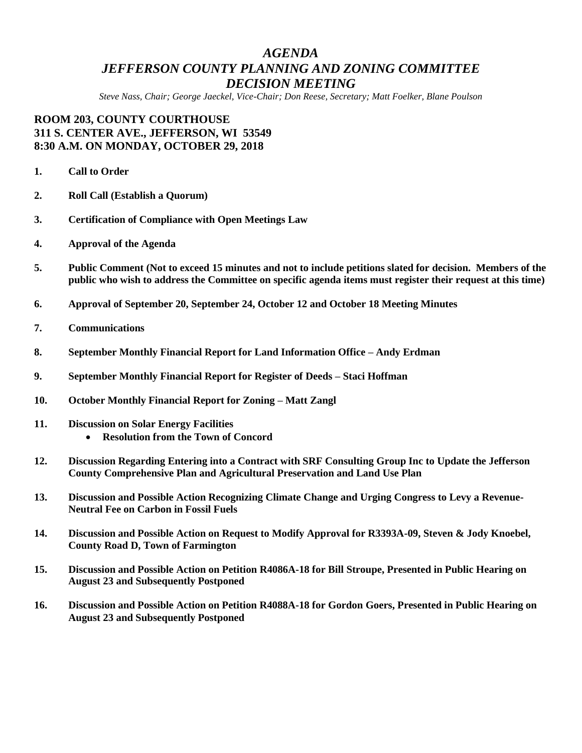# *AGENDA*
# *JEFFERSON COUNTY PLANNING AND ZONING COMMITTEE*
# *DECISION MEETING*

*Steve Nass, Chair; George Jaeckel, Vice-Chair; Don Reese, Secretary; Matt Foelker, Blane Poulson*

**ROOM 203, COUNTY COURTHOUSE**
**311 S. CENTER AVE., JEFFERSON, WI 53549**
**8:30 A.M. ON MONDAY, OCTOBER 29, 2018**

1. **Call to Order**
2. **Roll Call (Establish a Quorum)**
3. **Certification of Compliance with Open Meetings Law**
4. **Approval of the Agenda**
5. **Public Comment (Not to exceed 15 minutes and not to include petitions slated for decision. Members of the public who wish to address the Committee on specific agenda items must register their request at this time)**
6. **Approval of September 20, September 24, October 12 and October 18 Meeting Minutes**
7. **Communications**
8. **September Monthly Financial Report for Land Information Office – Andy Erdman**
9. **September Monthly Financial Report for Register of Deeds – Staci Hoffman**
10. **October Monthly Financial Report for Zoning – Matt Zangl**
11. **Discussion on Solar Energy Facilities**
    - **Resolution from the Town of Concord**
12. **Discussion Regarding Entering into a Contract with SRF Consulting Group Inc to Update the Jefferson County Comprehensive Plan and Agricultural Preservation and Land Use Plan**
13. **Discussion and Possible Action Recognizing Climate Change and Urging Congress to Levy a Revenue-Neutral Fee on Carbon in Fossil Fuels**
14. **Discussion and Possible Action on Request to Modify Approval for R3393A-09, Steven & Jody Knoebel, County Road D, Town of Farmington**
15. **Discussion and Possible Action on Petition R4086A-18 for Bill Stroupe, Presented in Public Hearing on August 23 and Subsequently Postponed**
16. **Discussion and Possible Action on Petition R4088A-18 for Gordon Goers, Presented in Public Hearing on August 23 and Subsequently Postponed**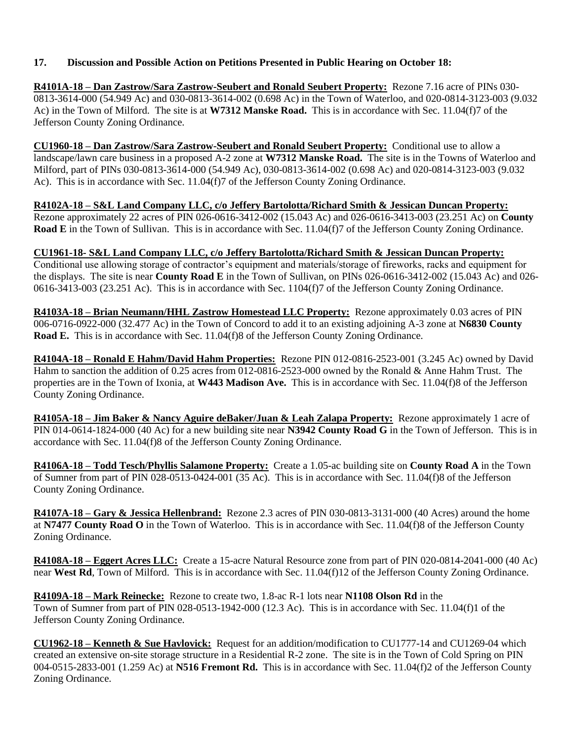**17. Discussion and Possible Action on Petitions Presented in Public Hearing on October 18:**

**R4101A-18 – Dan Zastrow/Sara Zastrow-Seubert and Ronald Seubert Property:** Rezone 7.16 acre of PINs 030-0813-3614-000 (54.949 Ac) and 030-0813-3614-002 (0.698 Ac) in the Town of Waterloo, and 020-0814-3123-003 (9.032 Ac) in the Town of Milford. The site is at **W7312 Manske Road.** This is in accordance with Sec. 11.04(f)7 of the Jefferson County Zoning Ordinance.

**CU1960-18 – Dan Zastrow/Sara Zastrow-Seubert and Ronald Seubert Property:** Conditional use to allow a landscape/lawn care business in a proposed A-2 zone at **W7312 Manske Road.** The site is in the Towns of Waterloo and Milford, part of PINs 030-0813-3614-000 (54.949 Ac), 030-0813-3614-002 (0.698 Ac) and 020-0814-3123-003 (9.032 Ac). This is in accordance with Sec. 11.04(f)7 of the Jefferson County Zoning Ordinance.

**R4102A-18 – S&L Land Company LLC, c/o Jeffery Bartolotta/Richard Smith & Jessican Duncan Property:** Rezone approximately 22 acres of PIN 026-0616-3412-002 (15.043 Ac) and 026-0616-3413-003 (23.251 Ac) on **County Road E** in the Town of Sullivan. This is in accordance with Sec. 11.04(f)7 of the Jefferson County Zoning Ordinance.

**CU1961-18- S&L Land Company LLC, c/o Jeffery Bartolotta/Richard Smith & Jessican Duncan Property:** Conditional use allowing storage of contractor's equipment and materials/storage of fireworks, racks and equipment for the displays. The site is near **County Road E** in the Town of Sullivan, on PINs 026-0616-3412-002 (15.043 Ac) and 026-0616-3413-003 (23.251 Ac). This is in accordance with Sec. 1104(f)7 of the Jefferson County Zoning Ordinance.

**R4103A-18 – Brian Neumann/HHL Zastrow Homestead LLC Property:** Rezone approximately 0.03 acres of PIN 006-0716-0922-000 (32.477 Ac) in the Town of Concord to add it to an existing adjoining A-3 zone at **N6830 County Road E.** This is in accordance with Sec. 11.04(f)8 of the Jefferson County Zoning Ordinance.

**R4104A-18 – Ronald E Hahm/David Hahm Properties:** Rezone PIN 012-0816-2523-001 (3.245 Ac) owned by David Hahm to sanction the addition of 0.25 acres from 012-0816-2523-000 owned by the Ronald & Anne Hahm Trust. The properties are in the Town of Ixonia, at **W443 Madison Ave.** This is in accordance with Sec. 11.04(f)8 of the Jefferson County Zoning Ordinance.

**R4105A-18 – Jim Baker & Nancy Aguire deBaker/Juan & Leah Zalapa Property:** Rezone approximately 1 acre of PIN 014-0614-1824-000 (40 Ac) for a new building site near **N3942 County Road G** in the Town of Jefferson. This is in accordance with Sec. 11.04(f)8 of the Jefferson County Zoning Ordinance.

**R4106A-18 – Todd Tesch/Phyllis Salamone Property:** Create a 1.05-ac building site on **County Road A** in the Town of Sumner from part of PIN 028-0513-0424-001 (35 Ac). This is in accordance with Sec. 11.04(f)8 of the Jefferson County Zoning Ordinance.

**R4107A-18 – Gary & Jessica Hellenbrand:** Rezone 2.3 acres of PIN 030-0813-3131-000 (40 Acres) around the home at **N7477 County Road O** in the Town of Waterloo. This is in accordance with Sec. 11.04(f)8 of the Jefferson County Zoning Ordinance.

**R4108A-18 – Eggert Acres LLC:** Create a 15-acre Natural Resource zone from part of PIN 020-0814-2041-000 (40 Ac) near **West Rd**, Town of Milford. This is in accordance with Sec. 11.04(f)12 of the Jefferson County Zoning Ordinance.

**R4109A-18 – Mark Reinecke:** Rezone to create two, 1.8-ac R-1 lots near **N1108 Olson Rd** in the Town of Sumner from part of PIN 028-0513-1942-000 (12.3 Ac). This is in accordance with Sec. 11.04(f)1 of the Jefferson County Zoning Ordinance.

**CU1962-18 – Kenneth & Sue Havlovick:** Request for an addition/modification to CU1777-14 and CU1269-04 which created an extensive on-site storage structure in a Residential R-2 zone. The site is in the Town of Cold Spring on PIN 004-0515-2833-001 (1.259 Ac) at **N516 Fremont Rd.** This is in accordance with Sec. 11.04(f)2 of the Jefferson County Zoning Ordinance.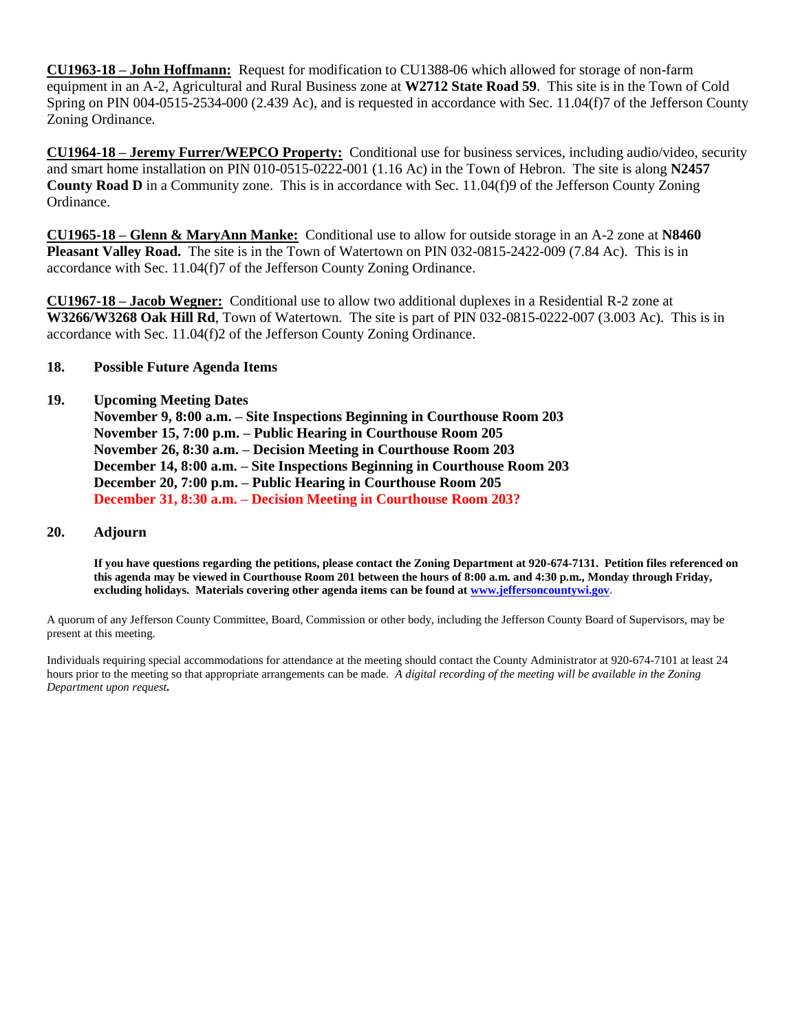**CU1963-18 – John Hoffmann:** Request for modification to CU1388-06 which allowed for storage of non-farm equipment in an A-2, Agricultural and Rural Business zone at **W2712 State Road 59**. This site is in the Town of Cold Spring on PIN 004-0515-2534-000 (2.439 Ac), and is requested in accordance with Sec. 11.04(f)7 of the Jefferson County Zoning Ordinance.

**CU1964-18 – Jeremy Furrer/WEPCO Property:** Conditional use for business services, including audio/video, security and smart home installation on PIN 010-0515-0222-001 (1.16 Ac) in the Town of Hebron. The site is along **N2457 County Road D** in a Community zone. This is in accordance with Sec. 11.04(f)9 of the Jefferson County Zoning Ordinance.

**CU1965-18 – Glenn & MaryAnn Manke:** Conditional use to allow for outside storage in an A-2 zone at **N8460 Pleasant Valley Road.** The site is in the Town of Watertown on PIN 032-0815-2422-009 (7.84 Ac). This is in accordance with Sec. 11.04(f)7 of the Jefferson County Zoning Ordinance.

**CU1967-18 – Jacob Wegner:** Conditional use to allow two additional duplexes in a Residential R-2 zone at **W3266/W3268 Oak Hill Rd**, Town of Watertown. The site is part of PIN 032-0815-0222-007 (3.003 Ac). This is in accordance with Sec. 11.04(f)2 of the Jefferson County Zoning Ordinance.

**18. Possible Future Agenda Items**

**19. Upcoming Meeting Dates**

**November 9, 8:00 a.m. – Site Inspections Beginning in Courthouse Room 203**
**November 15, 7:00 p.m. – Public Hearing in Courthouse Room 205**
**November 26, 8:30 a.m. – Decision Meeting in Courthouse Room 203**
**December 14, 8:00 a.m. – Site Inspections Beginning in Courthouse Room 203**
**December 20, 7:00 p.m. – Public Hearing in Courthouse Room 205**
**December 31, 8:30 a.m. – Decision Meeting in Courthouse Room 203?**

**20. Adjourn**

**If you have questions regarding the petitions, please contact the Zoning Department at 920-674-7131. Petition files referenced on this agenda may be viewed in Courthouse Room 201 between the hours of 8:00 a.m. and 4:30 p.m., Monday through Friday, excluding holidays. Materials covering other agenda items can be found at www.jeffersoncountywi.gov.**

A quorum of any Jefferson County Committee, Board, Commission or other body, including the Jefferson County Board of Supervisors, may be present at this meeting.

Individuals requiring special accommodations for attendance at the meeting should contact the County Administrator at 920-674-7101 at least 24 hours prior to the meeting so that appropriate arrangements can be made. *A digital recording of the meeting will be available in the Zoning Department upon request.*